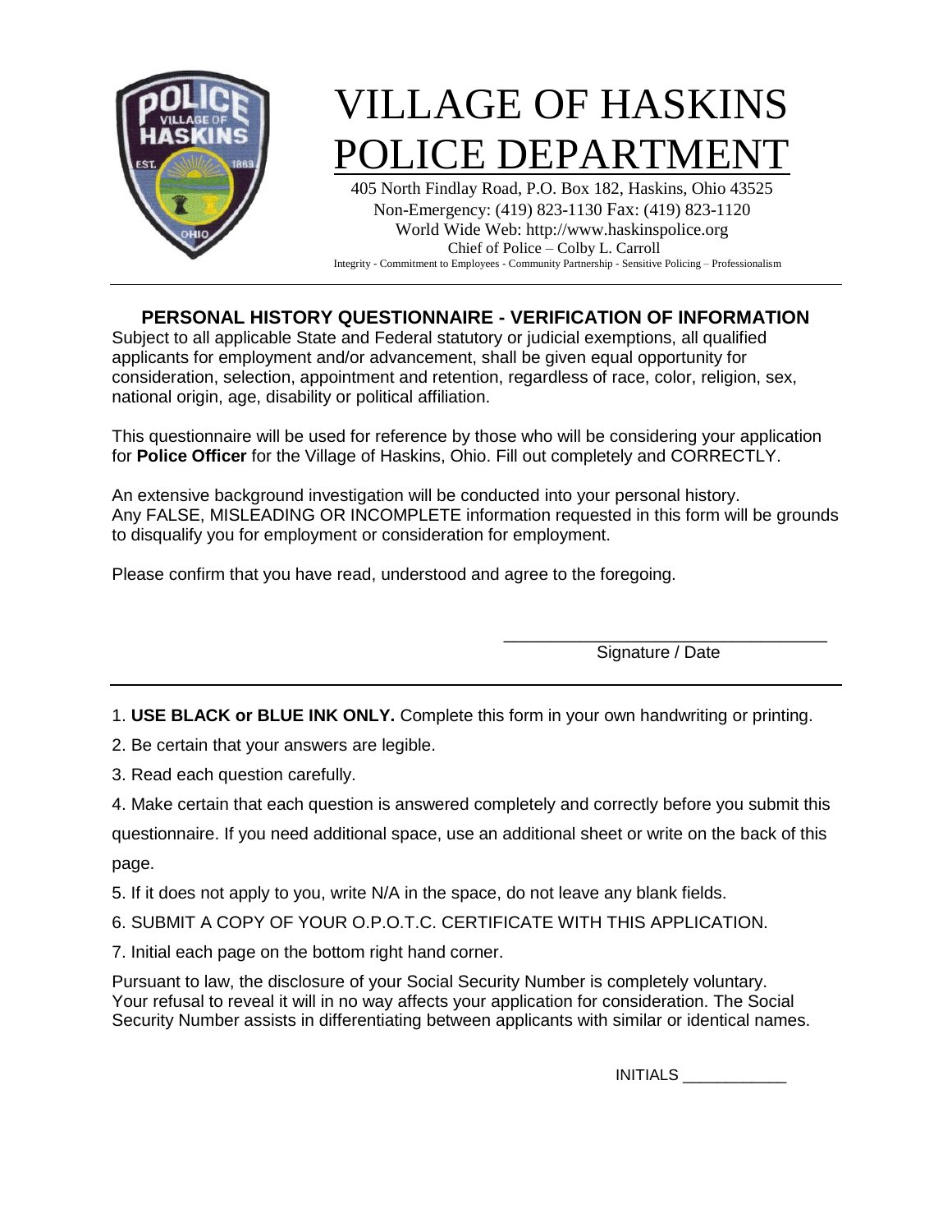# VILLAGE OF HASKINS POLICE DEPARTMENT

405 North Findlay Road, P.O. Box 182, Haskins, Ohio 43525
Non-Emergency: (419) 823-1130 Fax: (419) 823-1120
World Wide Web: http://www.haskinspolice.org
Chief of Police – Colby L. Carroll
Integrity - Commitment to Employees - Community Partnership - Sensitive Policing – Professionalism

---

## PERSONAL HISTORY QUESTIONNAIRE - VERIFICATION OF INFORMATION

Subject to all applicable State and Federal statutory or judicial exemptions, all qualified applicants for employment and/or advancement, shall be given equal opportunity for consideration, selection, appointment and retention, regardless of race, color, religion, sex, national origin, age, disability or political affiliation.

This questionnaire will be used for reference by those who will be considering your application for **Police Officer** for the Village of Haskins, Ohio. Fill out completely and CORRECTLY.

An extensive background investigation will be conducted into your personal history. Any FALSE, MISLEADING OR INCOMPLETE information requested in this form will be grounds to disqualify you for employment or consideration for employment.

Please confirm that you have read, understood and agree to the foregoing.

\_\_\_\_\_\_\_\_\_\_\_\_\_\_\_\_\_\_\_\_\_\_\_\_\_\_\_\_\_\_\_\_
Signature / Date

---

1. **USE BLACK or BLUE INK ONLY.** Complete this form in your own handwriting or printing.
2. Be certain that your answers are legible.
3. Read each question carefully.
4. Make certain that each question is answered completely and correctly before you submit this questionnaire. If you need additional space, use an additional sheet or write on the back of this page.
5. If it does not apply to you, write N/A in the space, do not leave any blank fields.
6. SUBMIT A COPY OF YOUR O.P.O.T.C. CERTIFICATE WITH THIS APPLICATION.
7. Initial each page on the bottom right hand corner.

Pursuant to law, the disclosure of your Social Security Number is completely voluntary. Your refusal to reveal it will in no way affects your application for consideration. The Social Security Number assists in differentiating between applicants with similar or identical names.

INITIALS \_\_\_\_\_\_\_\_\_\_\_\_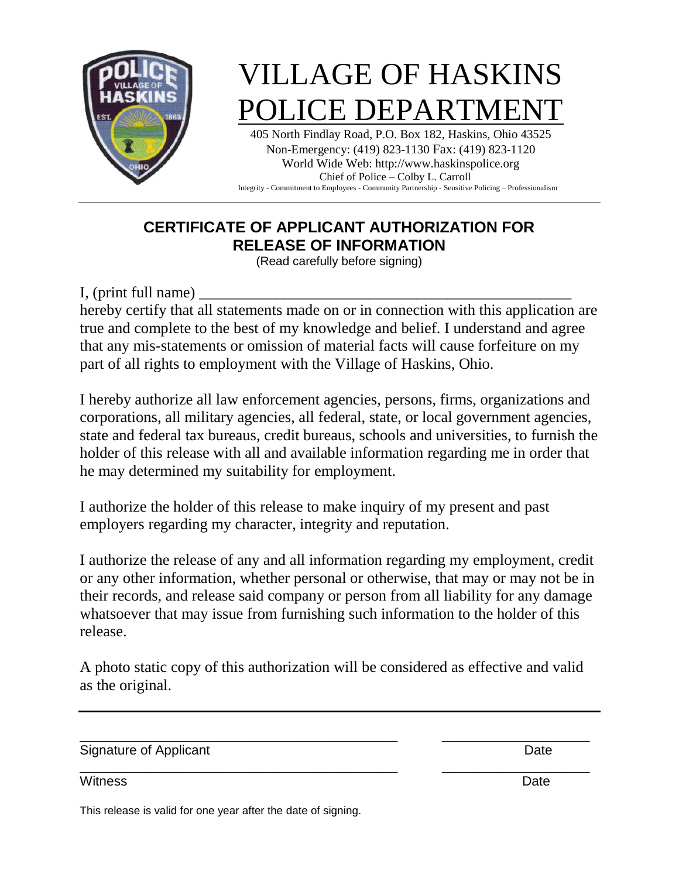# VILLAGE OF HASKINS POLICE DEPARTMENT

405 North Findlay Road, P.O. Box 182, Haskins, Ohio 43525
Non-Emergency: (419) 823-1130 Fax: (419) 823-1120
World Wide Web: http://www.haskinspolice.org
Chief of Police – Colby L. Carroll
Integrity - Commitment to Employees - Community Partnership - Sensitive Policing – Professionalism

---

## CERTIFICATE OF APPLICANT AUTHORIZATION FOR RELEASE OF INFORMATION

(Read carefully before signing)

I, (print full name) ___________________________________________________
hereby certify that all statements made on or in connection with this application are true and complete to the best of my knowledge and belief. I understand and agree that any mis-statements or omission of material facts will cause forfeiture on my part of all rights to employment with the Village of Haskins, Ohio.

I hereby authorize all law enforcement agencies, persons, firms, organizations and corporations, all military agencies, all federal, state, or local government agencies, state and federal tax bureaus, credit bureaus, schools and universities, to furnish the holder of this release with all and available information regarding me in order that he may determined my suitability for employment.

I authorize the holder of this release to make inquiry of my present and past employers regarding my character, integrity and reputation.

I authorize the release of any and all information regarding my employment, credit or any other information, whether personal or otherwise, that may or may not be in their records, and release said company or person from all liability for any damage whatsoever that may issue from furnishing such information to the holder of this release.

A photo static copy of this authorization will be considered as effective and valid as the original.

---

_____________________________________________ ____________________
Signature of Applicant Date

_____________________________________________ ____________________
Witness Date

This release is valid for one year after the date of signing.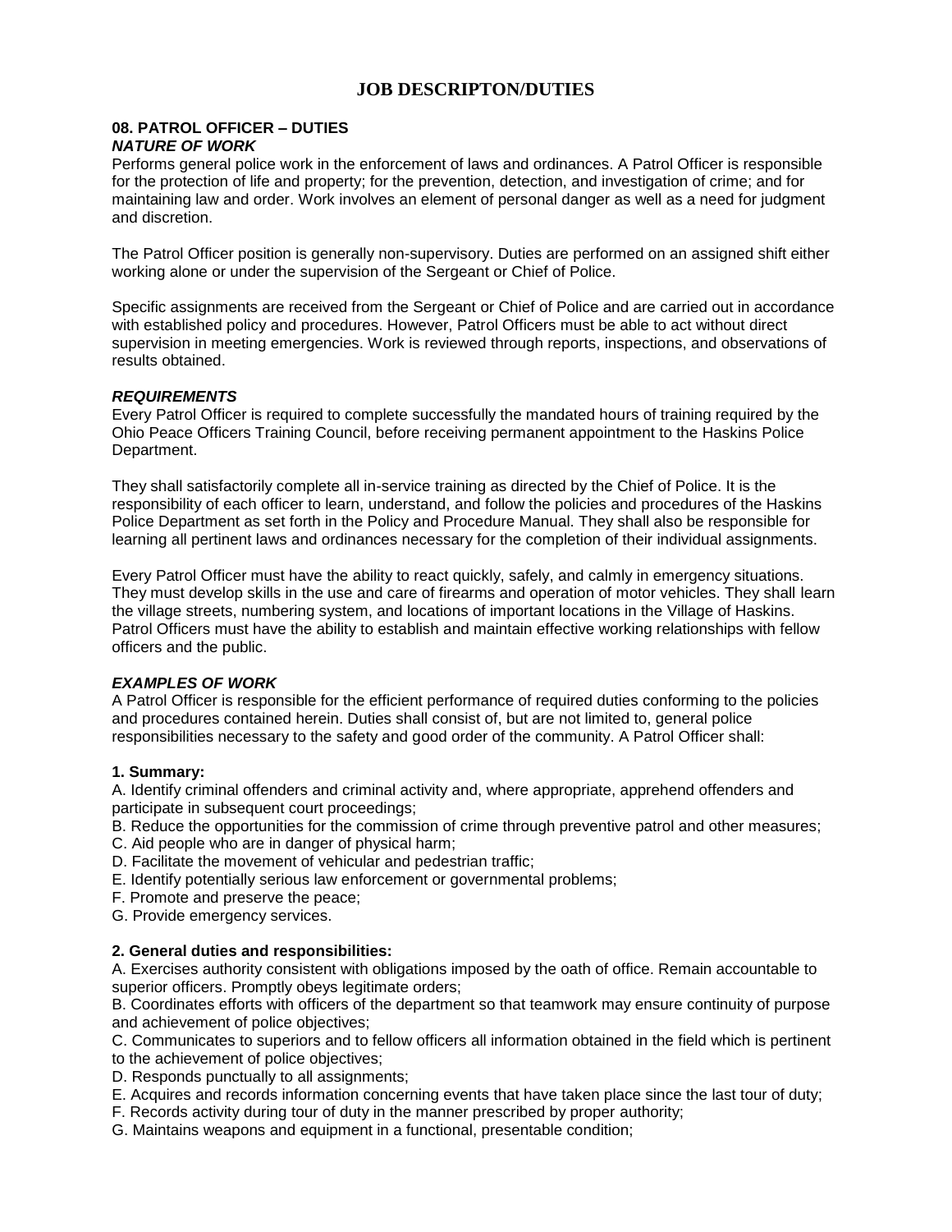# JOB DESCRIPTON/DUTIES

### 08. PATROL OFFICER – DUTIES

***NATURE OF WORK***

Performs general police work in the enforcement of laws and ordinances. A Patrol Officer is responsible for the protection of life and property; for the prevention, detection, and investigation of crime; and for maintaining law and order. Work involves an element of personal danger as well as a need for judgment and discretion.

The Patrol Officer position is generally non-supervisory. Duties are performed on an assigned shift either working alone or under the supervision of the Sergeant or Chief of Police.

Specific assignments are received from the Sergeant or Chief of Police and are carried out in accordance with established policy and procedures. However, Patrol Officers must be able to act without direct supervision in meeting emergencies. Work is reviewed through reports, inspections, and observations of results obtained.

***REQUIREMENTS***

Every Patrol Officer is required to complete successfully the mandated hours of training required by the Ohio Peace Officers Training Council, before receiving permanent appointment to the Haskins Police Department.

They shall satisfactorily complete all in-service training as directed by the Chief of Police. It is the responsibility of each officer to learn, understand, and follow the policies and procedures of the Haskins Police Department as set forth in the Policy and Procedure Manual. They shall also be responsible for learning all pertinent laws and ordinances necessary for the completion of their individual assignments.

Every Patrol Officer must have the ability to react quickly, safely, and calmly in emergency situations. They must develop skills in the use and care of firearms and operation of motor vehicles. They shall learn the village streets, numbering system, and locations of important locations in the Village of Haskins. Patrol Officers must have the ability to establish and maintain effective working relationships with fellow officers and the public.

***EXAMPLES OF WORK***

A Patrol Officer is responsible for the efficient performance of required duties conforming to the policies and procedures contained herein. Duties shall consist of, but are not limited to, general police responsibilities necessary to the safety and good order of the community. A Patrol Officer shall:

**1. Summary:**

A. Identify criminal offenders and criminal activity and, where appropriate, apprehend offenders and participate in subsequent court proceedings;
B. Reduce the opportunities for the commission of crime through preventive patrol and other measures;
C. Aid people who are in danger of physical harm;
D. Facilitate the movement of vehicular and pedestrian traffic;
E. Identify potentially serious law enforcement or governmental problems;
F. Promote and preserve the peace;
G. Provide emergency services.

**2. General duties and responsibilities:**

A. Exercises authority consistent with obligations imposed by the oath of office. Remain accountable to superior officers. Promptly obeys legitimate orders;
B. Coordinates efforts with officers of the department so that teamwork may ensure continuity of purpose and achievement of police objectives;
C. Communicates to superiors and to fellow officers all information obtained in the field which is pertinent to the achievement of police objectives;
D. Responds punctually to all assignments;
E. Acquires and records information concerning events that have taken place since the last tour of duty;
F. Records activity during tour of duty in the manner prescribed by proper authority;
G. Maintains weapons and equipment in a functional, presentable condition;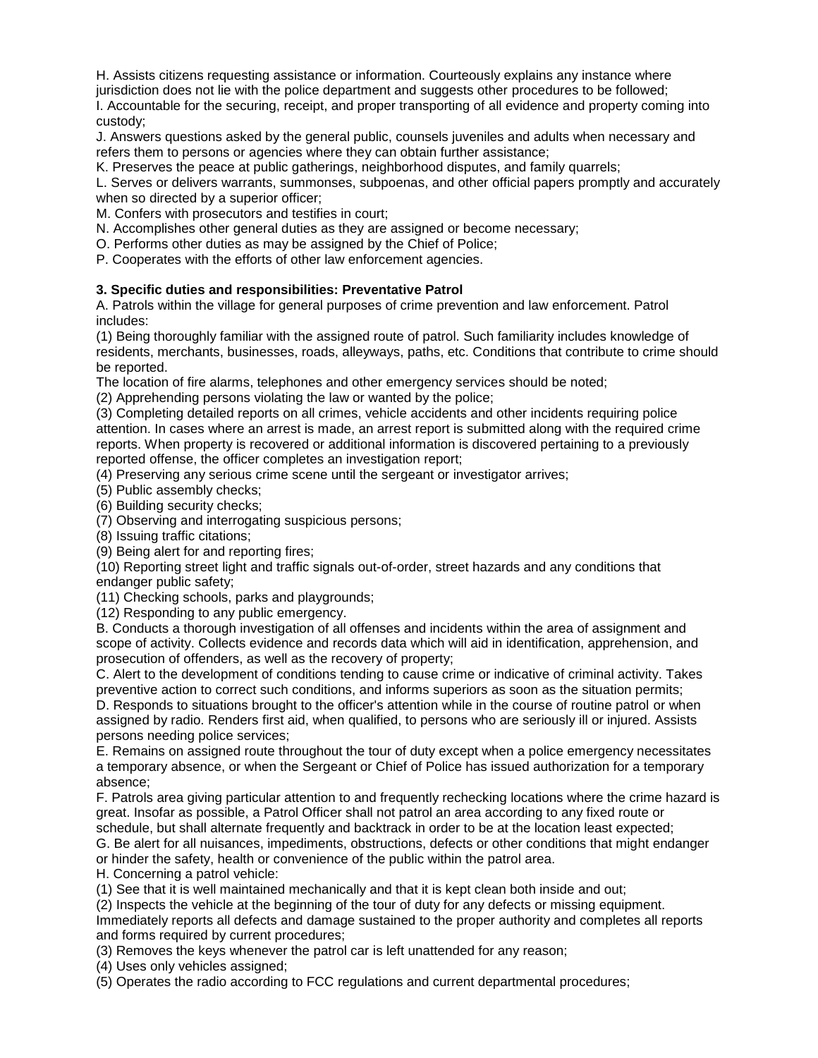H. Assists citizens requesting assistance or information. Courteously explains any instance where jurisdiction does not lie with the police department and suggests other procedures to be followed;
I. Accountable for the securing, receipt, and proper transporting of all evidence and property coming into custody;
J. Answers questions asked by the general public, counsels juveniles and adults when necessary and refers them to persons or agencies where they can obtain further assistance;
K. Preserves the peace at public gatherings, neighborhood disputes, and family quarrels;
L. Serves or delivers warrants, summonses, subpoenas, and other official papers promptly and accurately when so directed by a superior officer;
M. Confers with prosecutors and testifies in court;
N. Accomplishes other general duties as they are assigned or become necessary;
O. Performs other duties as may be assigned by the Chief of Police;
P. Cooperates with the efforts of other law enforcement agencies.

**3. Specific duties and responsibilities: Preventative Patrol**

A. Patrols within the village for general purposes of crime prevention and law enforcement. Patrol includes:
(1) Being thoroughly familiar with the assigned route of patrol. Such familiarity includes knowledge of residents, merchants, businesses, roads, alleyways, paths, etc. Conditions that contribute to crime should be reported.
The location of fire alarms, telephones and other emergency services should be noted;
(2) Apprehending persons violating the law or wanted by the police;
(3) Completing detailed reports on all crimes, vehicle accidents and other incidents requiring police attention. In cases where an arrest is made, an arrest report is submitted along with the required crime reports. When property is recovered or additional information is discovered pertaining to a previously reported offense, the officer completes an investigation report;
(4) Preserving any serious crime scene until the sergeant or investigator arrives;
(5) Public assembly checks;
(6) Building security checks;
(7) Observing and interrogating suspicious persons;
(8) Issuing traffic citations;
(9) Being alert for and reporting fires;
(10) Reporting street light and traffic signals out-of-order, street hazards and any conditions that endanger public safety;
(11) Checking schools, parks and playgrounds;
(12) Responding to any public emergency.
B. Conducts a thorough investigation of all offenses and incidents within the area of assignment and scope of activity. Collects evidence and records data which will aid in identification, apprehension, and prosecution of offenders, as well as the recovery of property;
C. Alert to the development of conditions tending to cause crime or indicative of criminal activity. Takes preventive action to correct such conditions, and informs superiors as soon as the situation permits;
D. Responds to situations brought to the officer's attention while in the course of routine patrol or when assigned by radio. Renders first aid, when qualified, to persons who are seriously ill or injured. Assists persons needing police services;
E. Remains on assigned route throughout the tour of duty except when a police emergency necessitates a temporary absence, or when the Sergeant or Chief of Police has issued authorization for a temporary absence;
F. Patrols area giving particular attention to and frequently rechecking locations where the crime hazard is great. Insofar as possible, a Patrol Officer shall not patrol an area according to any fixed route or schedule, but shall alternate frequently and backtrack in order to be at the location least expected;
G. Be alert for all nuisances, impediments, obstructions, defects or other conditions that might endanger or hinder the safety, health or convenience of the public within the patrol area.
H. Concerning a patrol vehicle:
(1) See that it is well maintained mechanically and that it is kept clean both inside and out;
(2) Inspects the vehicle at the beginning of the tour of duty for any defects or missing equipment. Immediately reports all defects and damage sustained to the proper authority and completes all reports and forms required by current procedures;
(3) Removes the keys whenever the patrol car is left unattended for any reason;
(4) Uses only vehicles assigned;
(5) Operates the radio according to FCC regulations and current departmental procedures;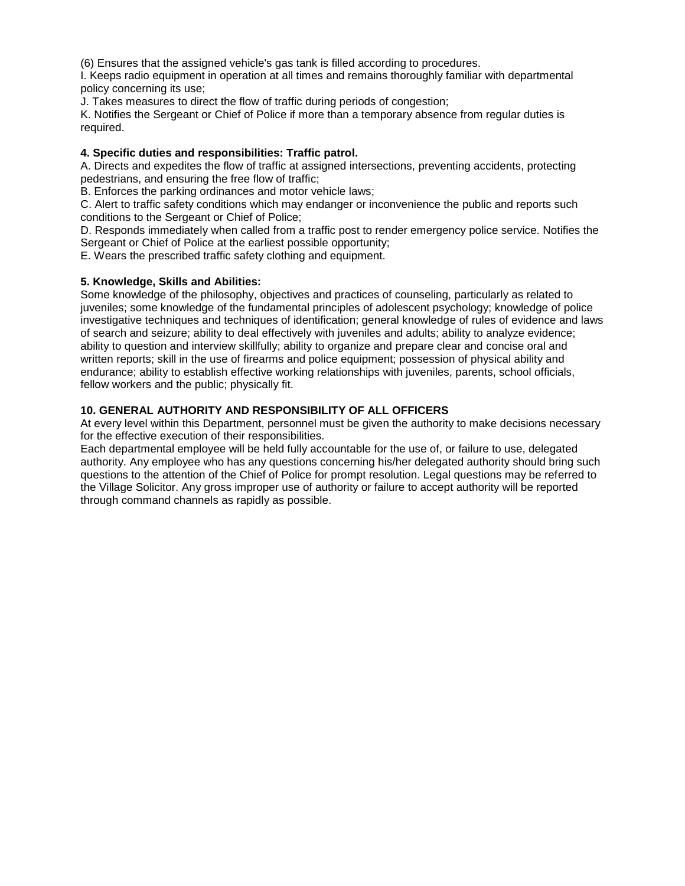(6) Ensures that the assigned vehicle's gas tank is filled according to procedures.
I. Keeps radio equipment in operation at all times and remains thoroughly familiar with departmental policy concerning its use;
J. Takes measures to direct the flow of traffic during periods of congestion;
K. Notifies the Sergeant or Chief of Police if more than a temporary absence from regular duties is required.

**4. Specific duties and responsibilities: Traffic patrol.**
A. Directs and expedites the flow of traffic at assigned intersections, preventing accidents, protecting pedestrians, and ensuring the free flow of traffic;
B. Enforces the parking ordinances and motor vehicle laws;
C. Alert to traffic safety conditions which may endanger or inconvenience the public and reports such conditions to the Sergeant or Chief of Police;
D. Responds immediately when called from a traffic post to render emergency police service. Notifies the Sergeant or Chief of Police at the earliest possible opportunity;
E. Wears the prescribed traffic safety clothing and equipment.

**5. Knowledge, Skills and Abilities:**
Some knowledge of the philosophy, objectives and practices of counseling, particularly as related to juveniles; some knowledge of the fundamental principles of adolescent psychology; knowledge of police investigative techniques and techniques of identification; general knowledge of rules of evidence and laws of search and seizure; ability to deal effectively with juveniles and adults; ability to analyze evidence; ability to question and interview skillfully; ability to organize and prepare clear and concise oral and written reports; skill in the use of firearms and police equipment; possession of physical ability and endurance; ability to establish effective working relationships with juveniles, parents, school officials, fellow workers and the public; physically fit.

**10. GENERAL AUTHORITY AND RESPONSIBILITY OF ALL OFFICERS**
At every level within this Department, personnel must be given the authority to make decisions necessary for the effective execution of their responsibilities.
Each departmental employee will be held fully accountable for the use of, or failure to use, delegated authority. Any employee who has any questions concerning his/her delegated authority should bring such questions to the attention of the Chief of Police for prompt resolution. Legal questions may be referred to the Village Solicitor. Any gross improper use of authority or failure to accept authority will be reported through command channels as rapidly as possible.